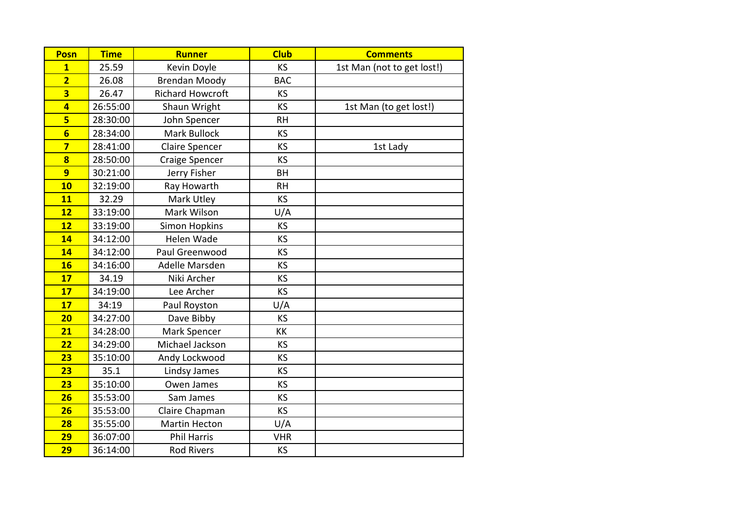| Posn | Time | Runner | Club | Comments |
|---|---|---|---|---|
| 1 | 25.59 | Kevin Doyle | KS | 1st Man (not to get lost!) |
| 2 | 26.08 | Brendan Moody | BAC | |
| 3 | 26.47 | Richard Howcroft | KS | |
| 4 | 26:55:00 | Shaun Wright | KS | 1st Man (to get lost!) |
| 5 | 28:30:00 | John Spencer | RH | |
| 6 | 28:34:00 | Mark Bullock | KS | |
| 7 | 28:41:00 | Claire Spencer | KS | 1st Lady |
| 8 | 28:50:00 | Craige Spencer | KS | |
| 9 | 30:21:00 | Jerry Fisher | BH | |
| 10 | 32:19:00 | Ray Howarth | RH | |
| 11 | 32.29 | Mark Utley | KS | |
| 12 | 33:19:00 | Mark Wilson | U/A | |
| 12 | 33:19:00 | Simon Hopkins | KS | |
| 14 | 34:12:00 | Helen Wade | KS | |
| 14 | 34:12:00 | Paul Greenwood | KS | |
| 16 | 34:16:00 | Adelle Marsden | KS | |
| 17 | 34.19 | Niki Archer | KS | |
| 17 | 34:19:00 | Lee Archer | KS | |
| 17 | 34:19 | Paul Royston | U/A | |
| 20 | 34:27:00 | Dave Bibby | KS | |
| 21 | 34:28:00 | Mark Spencer | KK | |
| 22 | 34:29:00 | Michael Jackson | KS | |
| 23 | 35:10:00 | Andy Lockwood | KS | |
| 23 | 35.1 | Lindsy James | KS | |
| 23 | 35:10:00 | Owen James | KS | |
| 26 | 35:53:00 | Sam James | KS | |
| 26 | 35:53:00 | Claire Chapman | KS | |
| 28 | 35:55:00 | Martin Hecton | U/A | |
| 29 | 36:07:00 | Phil Harris | VHR | |
| 29 | 36:14:00 | Rod Rivers | KS | |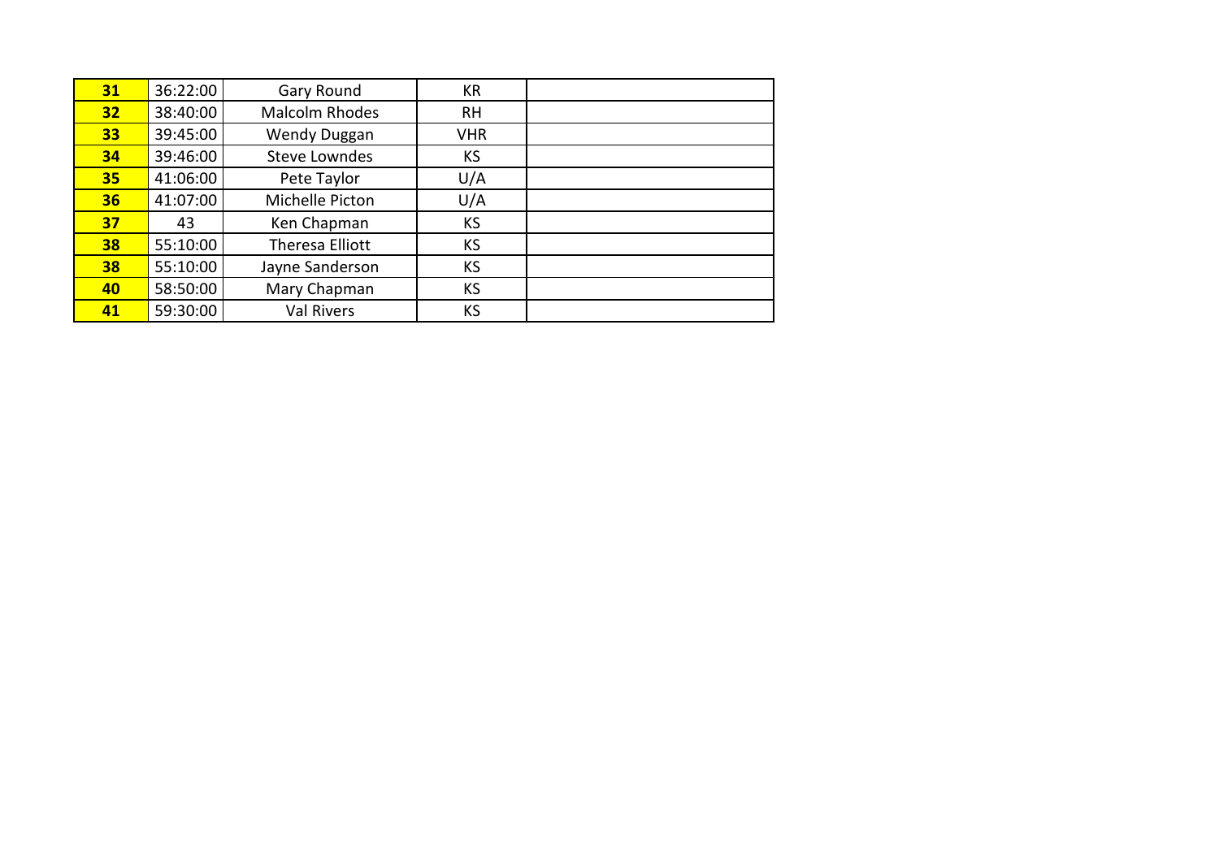| | | | | |
|---|---|---|---|---|
| **31** | 36:22:00 | Gary Round | KR | |
| **32** | 38:40:00 | Malcolm Rhodes | RH | |
| **33** | 39:45:00 | Wendy Duggan | VHR | |
| **34** | 39:46:00 | Steve Lowndes | KS | |
| **35** | 41:06:00 | Pete Taylor | U/A | |
| **36** | 41:07:00 | Michelle Picton | U/A | |
| **37** | 43 | Ken Chapman | KS | |
| **38** | 55:10:00 | Theresa Elliott | KS | |
| **38** | 55:10:00 | Jayne Sanderson | KS | |
| **40** | 58:50:00 | Mary Chapman | KS | |
| **41** | 59:30:00 | Val Rivers | KS | |